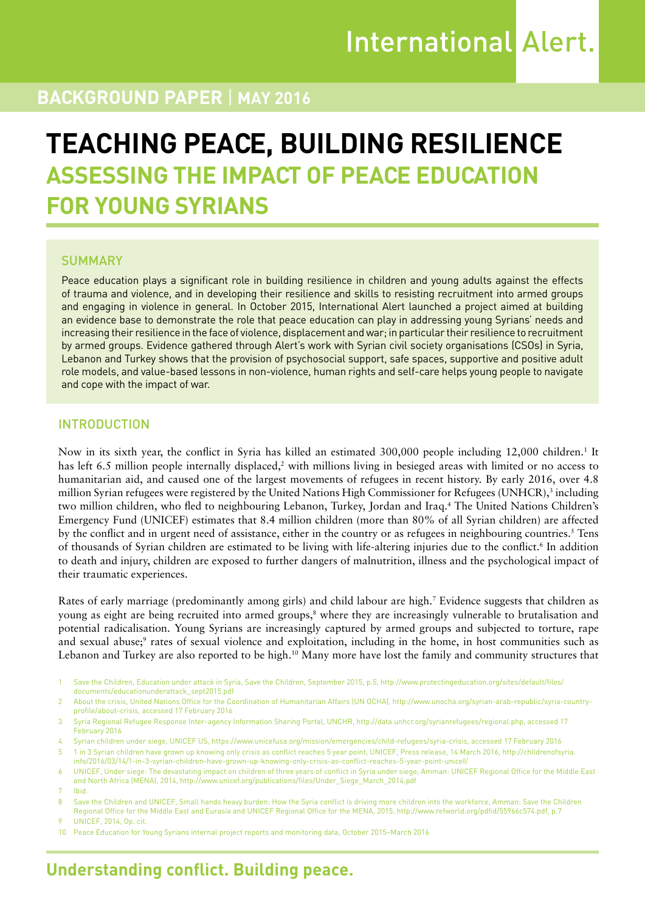International Alert.

BACKGROUND PAPER | MAY 2016

# TEACHING PEACE, BUILDING RESILIENCE
## ASSESSING THE IMPACT OF PEACE EDUCATION FOR YOUNG SYRIANS

### SUMMARY

Peace education plays a significant role in building resilience in children and young adults against the effects of trauma and violence, and in developing their resilience and skills to resisting recruitment into armed groups and engaging in violence in general. In October 2015, International Alert launched a project aimed at building an evidence base to demonstrate the role that peace education can play in addressing young Syrians' needs and increasing their resilience in the face of violence, displacement and war; in particular their resilience to recruitment by armed groups. Evidence gathered through Alert's work with Syrian civil society organisations (CSOs) in Syria, Lebanon and Turkey shows that the provision of psychosocial support, safe spaces, supportive and positive adult role models, and value-based lessons in non-violence, human rights and self-care helps young people to navigate and cope with the impact of war.

### INTRODUCTION

Now in its sixth year, the conflict in Syria has killed an estimated 300,000 people including 12,000 children.[1] It has left 6.5 million people internally displaced,[2] with millions living in besieged areas with limited or no access to humanitarian aid, and caused one of the largest movements of refugees in recent history. By early 2016, over 4.8 million Syrian refugees were registered by the United Nations High Commissioner for Refugees (UNHCR),[3] including two million children, who fled to neighbouring Lebanon, Turkey, Jordan and Iraq.[4] The United Nations Children's Emergency Fund (UNICEF) estimates that 8.4 million children (more than 80% of all Syrian children) are affected by the conflict and in urgent need of assistance, either in the country or as refugees in neighbouring countries.[5] Tens of thousands of Syrian children are estimated to be living with life-altering injuries due to the conflict.[6] In addition to death and injury, children are exposed to further dangers of malnutrition, illness and the psychological impact of their traumatic experiences.

Rates of early marriage (predominantly among girls) and child labour are high.[7] Evidence suggests that children as young as eight are being recruited into armed groups,[8] where they are increasingly vulnerable to brutalisation and potential radicalisation. Young Syrians are increasingly captured by armed groups and subjected to torture, rape and sexual abuse;[9] rates of sexual violence and exploitation, including in the home, in host communities such as Lebanon and Turkey are also reported to be high.[10] Many more have lost the family and community structures that

1 Save the Children, Education under attack in Syria, Save the Children, September 2015, p.5, http://www.protectingeducation.org/sites/default/files/documents/educationunderattack_sept2015.pdf

2 About the crisis, United Nations Office for the Coordination of Humanitarian Affairs (UN OCHA), http://www.unocha.org/syrian-arab-republic/syria-country-profile/about-crisis, accessed 17 February 2016

3 Syria Regional Refugee Response Inter-agency Information Sharing Portal, UNCHR, http://data.unhcr.org/syrianrefugees/regional.php, accessed 17 February 2016

4 Syrian children under siege, UNICEF US, https://www.unicefusa.org/mission/emergencies/child-refugees/syria-crisis, accessed 17 February 2016

5 1 in 3 Syrian children have grown up knowing only crisis as conflict reaches 5 year point, UNICEF, Press release, 14 March 2016, http://childrenofsyria.info/2016/03/14/1-in-3-syrian-children-have-grown-up-knowing-only-crisis-as-conflict-reaches-5-year-point-unicef/

6 UNICEF, Under siege: The devastating impact on children of three years of conflict in Syria under siege, Amman: UNICEF Regional Office for the Middle East and North Africa (MENA), 2014, http://www.unicef.org/publications/files/Under_Siege_March_2014.pdf

7 Ibid.

8 Save the Children and UNICEF, Small hands heavy burden: How the Syria conflict is driving more children into the workforce, Amman: Save the Children Regional Office for the Middle East and Eurasia and UNICEF Regional Office for the MENA, 2015, http://www.refworld.org/pdfid/55966c574.pdf, p.7

9 UNICEF, 2014, Op. cit.

10 Peace Education for Young Syrians internal project reports and monitoring data, October 2015–March 2016

**Understanding conflict. Building peace.**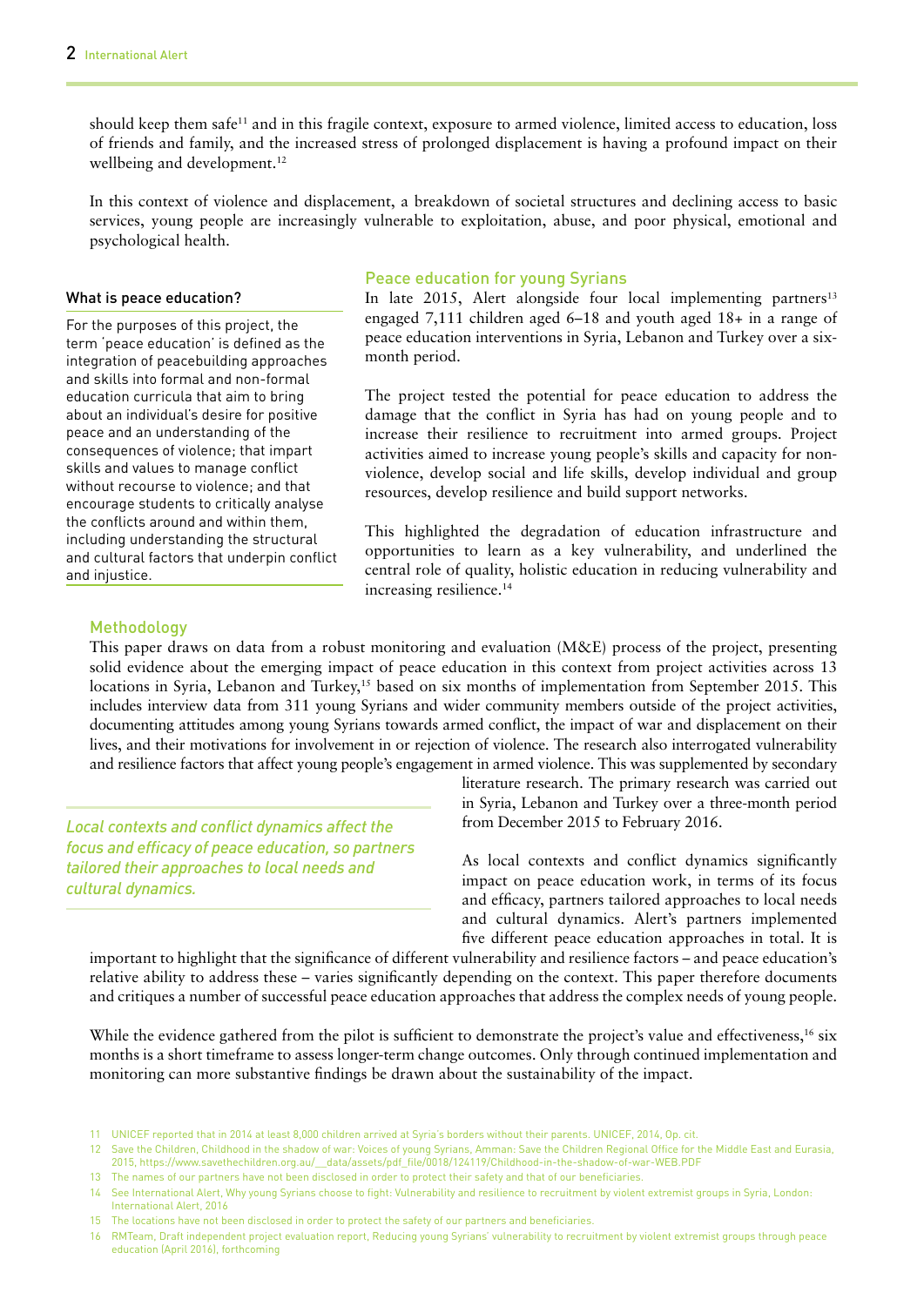should keep them safe[11] and in this fragile context, exposure to armed violence, limited access to education, loss of friends and family, and the increased stress of prolonged displacement is having a profound impact on their wellbeing and development.[12]

In this context of violence and displacement, a breakdown of societal structures and declining access to basic services, young people are increasingly vulnerable to exploitation, abuse, and poor physical, emotional and psychological health.

> **What is peace education?**
>
> For the purposes of this project, the term 'peace education' is defined as the integration of peacebuilding approaches and skills into formal and non-formal education curricula that aim to bring about an individual's desire for positive peace and an understanding of the consequences of violence; that impart skills and values to manage conflict without recourse to violence; and that encourage students to critically analyse the conflicts around and within them, including understanding the structural and cultural factors that underpin conflict and injustice.

## Peace education for young Syrians

In late 2015, Alert alongside four local implementing partners[13] engaged 7,111 children aged 6–18 and youth aged 18+ in a range of peace education interventions in Syria, Lebanon and Turkey over a six-month period.

The project tested the potential for peace education to address the damage that the conflict in Syria has had on young people and to increase their resilience to recruitment into armed groups. Project activities aimed to increase young people's skills and capacity for non-violence, develop social and life skills, develop individual and group resources, develop resilience and build support networks.

This highlighted the degradation of education infrastructure and opportunities to learn as a key vulnerability, and underlined the central role of quality, holistic education in reducing vulnerability and increasing resilience.[14]

## Methodology

This paper draws on data from a robust monitoring and evaluation (M&E) process of the project, presenting solid evidence about the emerging impact of peace education in this context from project activities across 13 locations in Syria, Lebanon and Turkey,[15] based on six months of implementation from September 2015. This includes interview data from 311 young Syrians and wider community members outside of the project activities, documenting attitudes among young Syrians towards armed conflict, the impact of war and displacement on their lives, and their motivations for involvement in or rejection of violence. The research also interrogated vulnerability and resilience factors that affect young people's engagement in armed violence. This was supplemented by secondary literature research. The primary research was carried out in Syria, Lebanon and Turkey over a three-month period from December 2015 to February 2016.

> *Local contexts and conflict dynamics affect the focus and efficacy of peace education, so partners tailored their approaches to local needs and cultural dynamics.*

As local contexts and conflict dynamics significantly impact on peace education work, in terms of its focus and efficacy, partners tailored approaches to local needs and cultural dynamics. Alert's partners implemented five different peace education approaches in total. It is important to highlight that the significance of different vulnerability and resilience factors – and peace education's relative ability to address these – varies significantly depending on the context. This paper therefore documents and critiques a number of successful peace education approaches that address the complex needs of young people.

While the evidence gathered from the pilot is sufficient to demonstrate the project's value and effectiveness,[16] six months is a short timeframe to assess longer-term change outcomes. Only through continued implementation and monitoring can more substantive findings be drawn about the sustainability of the impact.

---

11 UNICEF reported that in 2014 at least 8,000 children arrived at Syria's borders without their parents. UNICEF, 2014, Op. cit.

12 Save the Children, Childhood in the shadow of war: Voices of young Syrians, Amman: Save the Children Regional Office for the Middle East and Eurasia, 2015, https://www.savethechildren.org.au/__data/assets/pdf_file/0018/124119/Childhood-in-the-shadow-of-war-WEB.PDF

13 The names of our partners have not been disclosed in order to protect their safety and that of our beneficiaries.

14 See International Alert, Why young Syrians choose to fight: Vulnerability and resilience to recruitment by violent extremist groups in Syria, London: International Alert, 2016

15 The locations have not been disclosed in order to protect the safety of our partners and beneficiaries.

16 RMTeam, Draft independent project evaluation report, Reducing young Syrians' vulnerability to recruitment by violent extremist groups through peace education (April 2016), forthcoming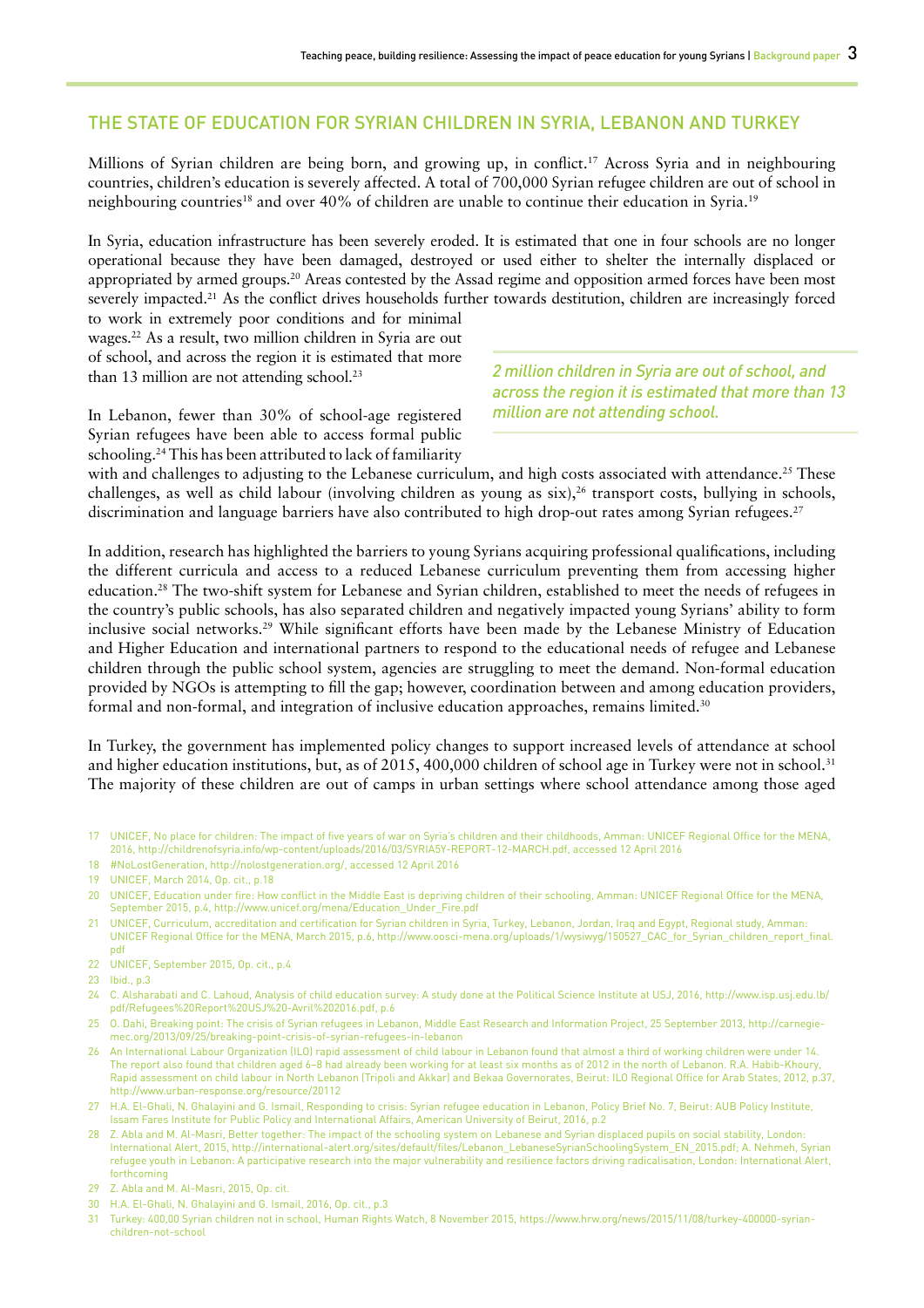## THE STATE OF EDUCATION FOR SYRIAN CHILDREN IN SYRIA, LEBANON AND TURKEY

Millions of Syrian children are being born, and growing up, in conflict.[17] Across Syria and in neighbouring countries, children's education is severely affected. A total of 700,000 Syrian refugee children are out of school in neighbouring countries[18] and over 40% of children are unable to continue their education in Syria.[19]

In Syria, education infrastructure has been severely eroded. It is estimated that one in four schools are no longer operational because they have been damaged, destroyed or used either to shelter the internally displaced or appropriated by armed groups.[20] Areas contested by the Assad regime and opposition armed forces have been most severely impacted.[21] As the conflict drives households further towards destitution, children are increasingly forced to work in extremely poor conditions and for minimal wages.[22] As a result, two million children in Syria are out of school, and across the region it is estimated that more than 13 million are not attending school.[23]

*2 million children in Syria are out of school, and across the region it is estimated that more than 13 million are not attending school.*

In Lebanon, fewer than 30% of school-age registered Syrian refugees have been able to access formal public schooling.[24] This has been attributed to lack of familiarity with and challenges to adjusting to the Lebanese curriculum, and high costs associated with attendance.[25] These challenges, as well as child labour (involving children as young as six),[26] transport costs, bullying in schools, discrimination and language barriers have also contributed to high drop-out rates among Syrian refugees.[27]

In addition, research has highlighted the barriers to young Syrians acquiring professional qualifications, including the different curricula and access to a reduced Lebanese curriculum preventing them from accessing higher education.[28] The two-shift system for Lebanese and Syrian children, established to meet the needs of refugees in the country's public schools, has also separated children and negatively impacted young Syrians' ability to form inclusive social networks.[29] While significant efforts have been made by the Lebanese Ministry of Education and Higher Education and international partners to respond to the educational needs of refugee and Lebanese children through the public school system, agencies are struggling to meet the demand. Non-formal education provided by NGOs is attempting to fill the gap; however, coordination between and among education providers, formal and non-formal, and integration of inclusive education approaches, remains limited.[30]

In Turkey, the government has implemented policy changes to support increased levels of attendance at school and higher education institutions, but, as of 2015, 400,000 children of school age in Turkey were not in school.[31] The majority of these children are out of camps in urban settings where school attendance among those aged

---

17 UNICEF, No place for children: The impact of five years of war on Syria's children and their childhoods, Amman: UNICEF Regional Office for the MENA, 2016, http://childrenofsyria.info/wp-content/uploads/2016/03/SYRIA5Y-REPORT-12-MARCH.pdf, accessed 12 April 2016

18 #NoLostGeneration, http://nolostgeneration.org/, accessed 12 April 2016

19 UNICEF, March 2014, Op. cit., p.18

20 UNICEF, Education under fire: How conflict in the Middle East is depriving children of their schooling, Amman: UNICEF Regional Office for the MENA, September 2015, p.4, http://www.unicef.org/mena/Education_Under_Fire.pdf

21 UNICEF, Curriculum, accreditation and certification for Syrian children in Syria, Turkey, Lebanon, Jordan, Iraq and Egypt, Regional study, Amman: UNICEF Regional Office for the MENA, March 2015, p.6, http://www.oosci-mena.org/uploads/1/wysiwyg/150527_CAC_for_Syrian_children_report_final.pdf

22 UNICEF, September 2015, Op. cit., p.4

23 Ibid., p.3

24 C. Alsharabati and C. Lahoud, Analysis of child education survey: A study done at the Political Science Institute at USJ, 2016, http://www.isp.usj.edu.lb/pdf/Refugees%20Report%20USJ%20-Avril%202016.pdf, p.6

25 O. Dahi, Breaking point: The crisis of Syrian refugees in Lebanon, Middle East Research and Information Project, 25 September 2013, http://carnegie-mec.org/2013/09/25/breaking-point-crisis-of-syrian-refugees-in-lebanon

26 An International Labour Organization (ILO) rapid assessment of child labour in Lebanon found that almost a third of working children were under 14. The report also found that children aged 6–8 had already been working for at least six months as of 2012 in the north of Lebanon. R.A. Habib-Khoury, Rapid assessment on child labour in North Lebanon (Tripoli and Akkar) and Bekaa Governorates, Beirut: ILO Regional Office for Arab States, 2012, p.37, http://www.urban-response.org/resource/20112

27 H.A. El-Ghali, N. Ghalayini and G. Ismail, Responding to crisis: Syrian refugee education in Lebanon, Policy Brief No. 7, Beirut: AUB Policy Institute, Issam Fares Institute for Public Policy and International Affairs, American University of Beirut, 2016, p.2

28 Z. Abla and M. Al-Masri, Better together: The impact of the schooling system on Lebanese and Syrian displaced pupils on social stability, London: International Alert, 2015, http://international-alert.org/sites/default/files/Lebanon_LebaneseSyrianSchoolingSystem_EN_2015.pdf; A. Nehmeh, Syrian refugee youth in Lebanon: A participative research into the major vulnerability and resilience factors driving radicalisation, London: International Alert, forthcoming

29 Z. Abla and M. Al-Masri, 2015, Op. cit.

30 H.A. El-Ghali, N. Ghalayini and G. Ismail, 2016, Op. cit., p.3

31 Turkey: 400,00 Syrian children not in school, Human Rights Watch, 8 November 2015, https://www.hrw.org/news/2015/11/08/turkey-400000-syrian-children-not-school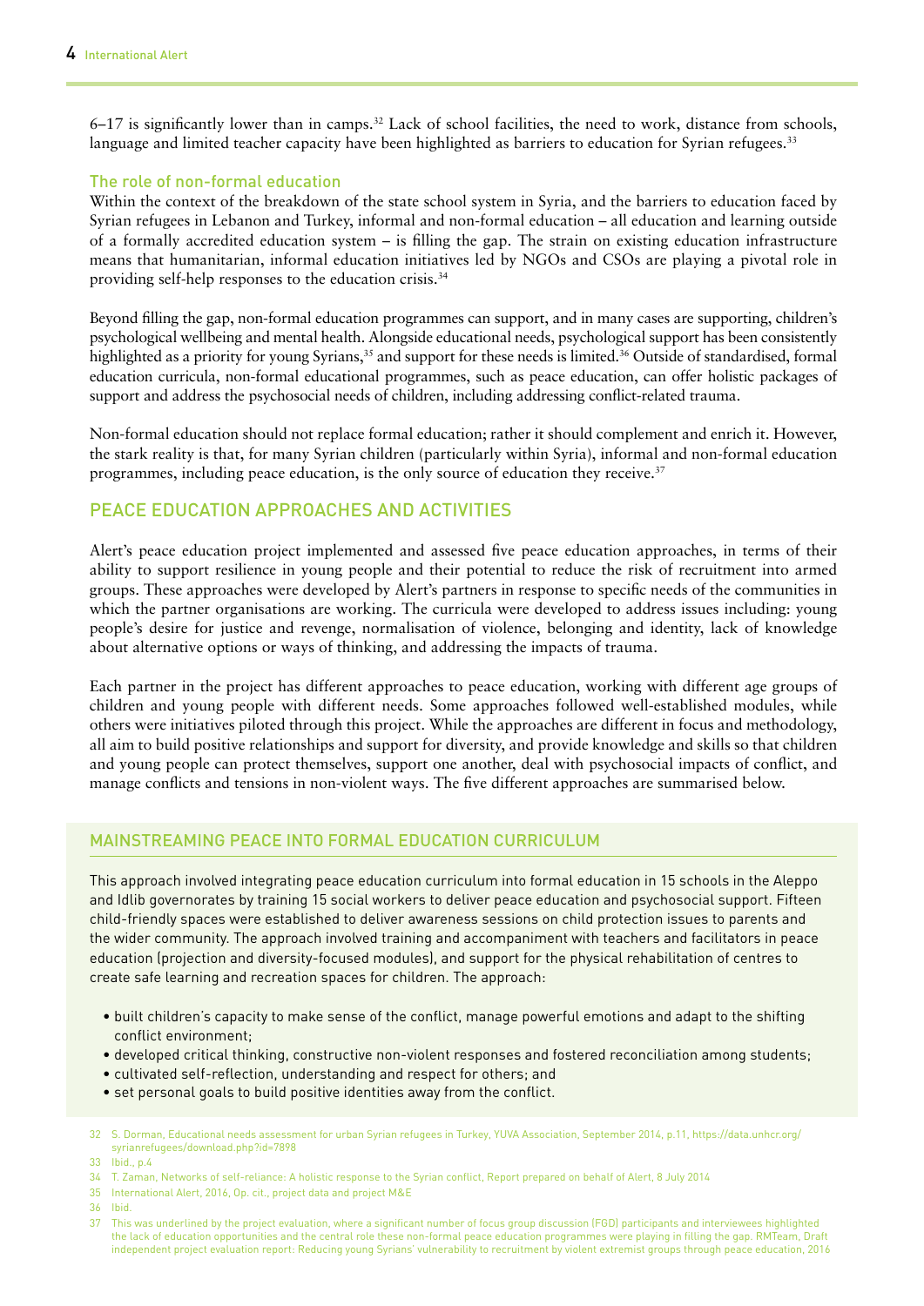6–17 is significantly lower than in camps.[32] Lack of school facilities, the need to work, distance from schools, language and limited teacher capacity have been highlighted as barriers to education for Syrian refugees.[33]

### The role of non-formal education

Within the context of the breakdown of the state school system in Syria, and the barriers to education faced by Syrian refugees in Lebanon and Turkey, informal and non-formal education – all education and learning outside of a formally accredited education system – is filling the gap. The strain on existing education infrastructure means that humanitarian, informal education initiatives led by NGOs and CSOs are playing a pivotal role in providing self-help responses to the education crisis.[34]

Beyond filling the gap, non-formal education programmes can support, and in many cases are supporting, children's psychological wellbeing and mental health. Alongside educational needs, psychological support has been consistently highlighted as a priority for young Syrians,[35] and support for these needs is limited.[36] Outside of standardised, formal education curricula, non-formal educational programmes, such as peace education, can offer holistic packages of support and address the psychosocial needs of children, including addressing conflict-related trauma.

Non-formal education should not replace formal education; rather it should complement and enrich it. However, the stark reality is that, for many Syrian children (particularly within Syria), informal and non-formal education programmes, including peace education, is the only source of education they receive.[37]

## PEACE EDUCATION APPROACHES AND ACTIVITIES

Alert's peace education project implemented and assessed five peace education approaches, in terms of their ability to support resilience in young people and their potential to reduce the risk of recruitment into armed groups. These approaches were developed by Alert's partners in response to specific needs of the communities in which the partner organisations are working. The curricula were developed to address issues including: young people's desire for justice and revenge, normalisation of violence, belonging and identity, lack of knowledge about alternative options or ways of thinking, and addressing the impacts of trauma.

Each partner in the project has different approaches to peace education, working with different age groups of children and young people with different needs. Some approaches followed well-established modules, while others were initiatives piloted through this project. While the approaches are different in focus and methodology, all aim to build positive relationships and support for diversity, and provide knowledge and skills so that children and young people can protect themselves, support one another, deal with psychosocial impacts of conflict, and manage conflicts and tensions in non-violent ways. The five different approaches are summarised below.

### MAINSTREAMING PEACE INTO FORMAL EDUCATION CURRICULUM

This approach involved integrating peace education curriculum into formal education in 15 schools in the Aleppo and Idlib governorates by training 15 social workers to deliver peace education and psychosocial support. Fifteen child-friendly spaces were established to deliver awareness sessions on child protection issues to parents and the wider community. The approach involved training and accompaniment with teachers and facilitators in peace education (projection and diversity-focused modules), and support for the physical rehabilitation of centres to create safe learning and recreation spaces for children. The approach:

- built children's capacity to make sense of the conflict, manage powerful emotions and adapt to the shifting conflict environment;
- developed critical thinking, constructive non-violent responses and fostered reconciliation among students;
- cultivated self-reflection, understanding and respect for others; and
- set personal goals to build positive identities away from the conflict.

---

32 S. Dorman, Educational needs assessment for urban Syrian refugees in Turkey, YUVA Association, September 2014, p.11, https://data.unhcr.org/syrianrefugees/download.php?id=7898

33 Ibid., p.4

34 T. Zaman, Networks of self-reliance: A holistic response to the Syrian conflict, Report prepared on behalf of Alert, 8 July 2014

35 International Alert, 2016, Op. cit., project data and project M&E

36 Ibid.

37 This was underlined by the project evaluation, where a significant number of focus group discussion (FGD) participants and interviewees highlighted the lack of education opportunities and the central role these non-formal peace education programmes were playing in filling the gap. RMTeam, Draft independent project evaluation report: Reducing young Syrians' vulnerability to recruitment by violent extremist groups through peace education, 2016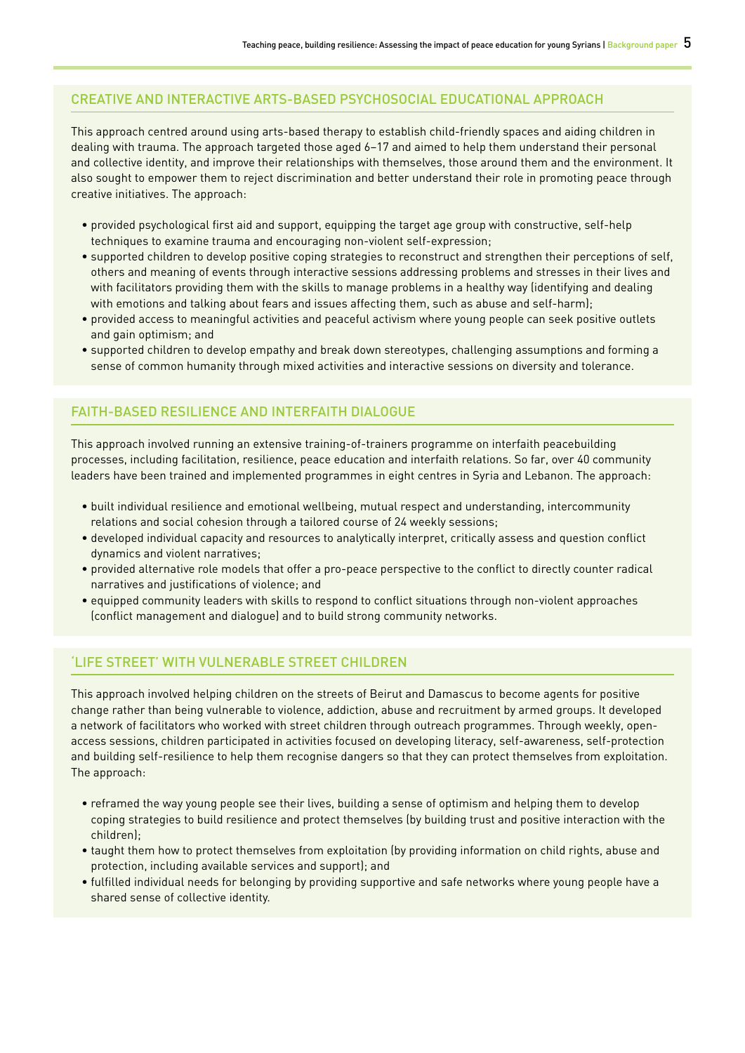## CREATIVE AND INTERACTIVE ARTS-BASED PSYCHOSOCIAL EDUCATIONAL APPROACH

This approach centred around using arts-based therapy to establish child-friendly spaces and aiding children in dealing with trauma. The approach targeted those aged 6–17 and aimed to help them understand their personal and collective identity, and improve their relationships with themselves, those around them and the environment. It also sought to empower them to reject discrimination and better understand their role in promoting peace through creative initiatives. The approach:

- provided psychological first aid and support, equipping the target age group with constructive, self-help techniques to examine trauma and encouraging non-violent self-expression;
- supported children to develop positive coping strategies to reconstruct and strengthen their perceptions of self, others and meaning of events through interactive sessions addressing problems and stresses in their lives and with facilitators providing them with the skills to manage problems in a healthy way (identifying and dealing with emotions and talking about fears and issues affecting them, such as abuse and self-harm);
- provided access to meaningful activities and peaceful activism where young people can seek positive outlets and gain optimism; and
- supported children to develop empathy and break down stereotypes, challenging assumptions and forming a sense of common humanity through mixed activities and interactive sessions on diversity and tolerance.

## FAITH-BASED RESILIENCE AND INTERFAITH DIALOGUE

This approach involved running an extensive training-of-trainers programme on interfaith peacebuilding processes, including facilitation, resilience, peace education and interfaith relations. So far, over 40 community leaders have been trained and implemented programmes in eight centres in Syria and Lebanon. The approach:

- built individual resilience and emotional wellbeing, mutual respect and understanding, intercommunity relations and social cohesion through a tailored course of 24 weekly sessions;
- developed individual capacity and resources to analytically interpret, critically assess and question conflict dynamics and violent narratives;
- provided alternative role models that offer a pro-peace perspective to the conflict to directly counter radical narratives and justifications of violence; and
- equipped community leaders with skills to respond to conflict situations through non-violent approaches (conflict management and dialogue) and to build strong community networks.

## 'LIFE STREET' WITH VULNERABLE STREET CHILDREN

This approach involved helping children on the streets of Beirut and Damascus to become agents for positive change rather than being vulnerable to violence, addiction, abuse and recruitment by armed groups. It developed a network of facilitators who worked with street children through outreach programmes. Through weekly, open-access sessions, children participated in activities focused on developing literacy, self-awareness, self-protection and building self-resilience to help them recognise dangers so that they can protect themselves from exploitation. The approach:

- reframed the way young people see their lives, building a sense of optimism and helping them to develop coping strategies to build resilience and protect themselves (by building trust and positive interaction with the children);
- taught them how to protect themselves from exploitation (by providing information on child rights, abuse and protection, including available services and support); and
- fulfilled individual needs for belonging by providing supportive and safe networks where young people have a shared sense of collective identity.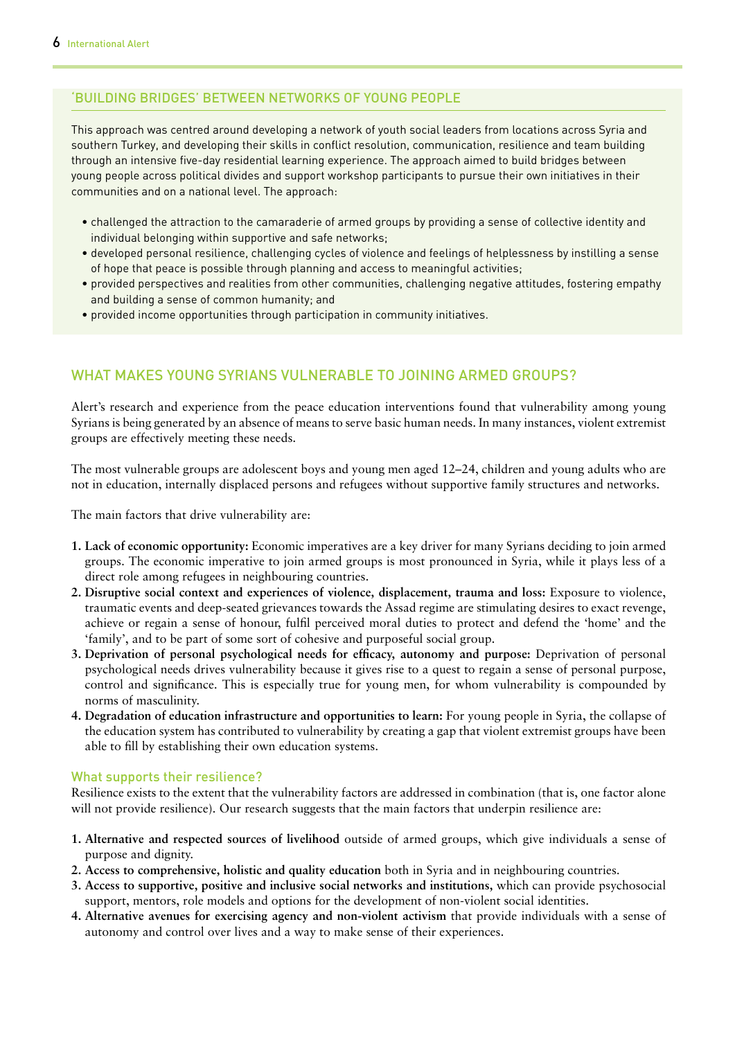## 'BUILDING BRIDGES' BETWEEN NETWORKS OF YOUNG PEOPLE

This approach was centred around developing a network of youth social leaders from locations across Syria and southern Turkey, and developing their skills in conflict resolution, communication, resilience and team building through an intensive five-day residential learning experience. The approach aimed to build bridges between young people across political divides and support workshop participants to pursue their own initiatives in their communities and on a national level. The approach:

- challenged the attraction to the camaraderie of armed groups by providing a sense of collective identity and individual belonging within supportive and safe networks;
- developed personal resilience, challenging cycles of violence and feelings of helplessness by instilling a sense of hope that peace is possible through planning and access to meaningful activities;
- provided perspectives and realities from other communities, challenging negative attitudes, fostering empathy and building a sense of common humanity; and
- provided income opportunities through participation in community initiatives.

## WHAT MAKES YOUNG SYRIANS VULNERABLE TO JOINING ARMED GROUPS?

Alert's research and experience from the peace education interventions found that vulnerability among young Syrians is being generated by an absence of means to serve basic human needs. In many instances, violent extremist groups are effectively meeting these needs.

The most vulnerable groups are adolescent boys and young men aged 12–24, children and young adults who are not in education, internally displaced persons and refugees without supportive family structures and networks.

The main factors that drive vulnerability are:

1. **Lack of economic opportunity:** Economic imperatives are a key driver for many Syrians deciding to join armed groups. The economic imperative to join armed groups is most pronounced in Syria, while it plays less of a direct role among refugees in neighbouring countries.
2. **Disruptive social context and experiences of violence, displacement, trauma and loss:** Exposure to violence, traumatic events and deep-seated grievances towards the Assad regime are stimulating desires to exact revenge, achieve or regain a sense of honour, fulfil perceived moral duties to protect and defend the 'home' and the 'family', and to be part of some sort of cohesive and purposeful social group.
3. **Deprivation of personal psychological needs for efficacy, autonomy and purpose:** Deprivation of personal psychological needs drives vulnerability because it gives rise to a quest to regain a sense of personal purpose, control and significance. This is especially true for young men, for whom vulnerability is compounded by norms of masculinity.
4. **Degradation of education infrastructure and opportunities to learn:** For young people in Syria, the collapse of the education system has contributed to vulnerability by creating a gap that violent extremist groups have been able to fill by establishing their own education systems.

### What supports their resilience?

Resilience exists to the extent that the vulnerability factors are addressed in combination (that is, one factor alone will not provide resilience). Our research suggests that the main factors that underpin resilience are:

1. **Alternative and respected sources of livelihood** outside of armed groups, which give individuals a sense of purpose and dignity.
2. **Access to comprehensive, holistic and quality education** both in Syria and in neighbouring countries.
3. **Access to supportive, positive and inclusive social networks and institutions,** which can provide psychosocial support, mentors, role models and options for the development of non-violent social identities.
4. **Alternative avenues for exercising agency and non-violent activism** that provide individuals with a sense of autonomy and control over lives and a way to make sense of their experiences.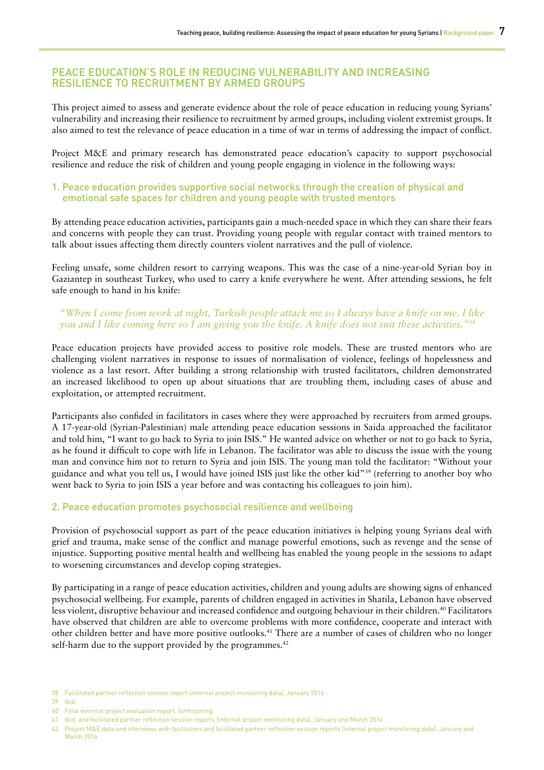## PEACE EDUCATION'S ROLE IN REDUCING VULNERABILITY AND INCREASING RESILIENCE TO RECRUITMENT BY ARMED GROUPS

This project aimed to assess and generate evidence about the role of peace education in reducing young Syrians' vulnerability and increasing their resilience to recruitment by armed groups, including violent extremist groups. It also aimed to test the relevance of peace education in a time of war in terms of addressing the impact of conflict.

Project M&E and primary research has demonstrated peace education's capacity to support psychosocial resilience and reduce the risk of children and young people engaging in violence in the following ways:

### 1. Peace education provides supportive social networks through the creation of physical and emotional safe spaces for children and young people with trusted mentors

By attending peace education activities, participants gain a much-needed space in which they can share their fears and concerns with people they can trust. Providing young people with regular contact with trained mentors to talk about issues affecting them directly counters violent narratives and the pull of violence.

Feeling unsafe, some children resort to carrying weapons. This was the case of a nine-year-old Syrian boy in Gaziantep in southeast Turkey, who used to carry a knife everywhere he went. After attending sessions, he felt safe enough to hand in his knife:

> *"When I come from work at night, Turkish people attack me so I always have a knife on me. I like you and I like coming here so I am giving you the knife. A knife does not suit these activities."*[38]

Peace education projects have provided access to positive role models. These are trusted mentors who are challenging violent narratives in response to issues of normalisation of violence, feelings of hopelessness and violence as a last resort. After building a strong relationship with trusted facilitators, children demonstrated an increased likelihood to open up about situations that are troubling them, including cases of abuse and exploitation, or attempted recruitment.

Participants also confided in facilitators in cases where they were approached by recruiters from armed groups. A 17-year-old (Syrian-Palestinian) male attending peace education sessions in Saida approached the facilitator and told him, "I want to go back to Syria to join ISIS." He wanted advice on whether or not to go back to Syria, as he found it difficult to cope with life in Lebanon. The facilitator was able to discuss the issue with the young man and convince him not to return to Syria and join ISIS. The young man told the facilitator: "Without your guidance and what you tell us, I would have joined ISIS just like the other kid"[39] (referring to another boy who went back to Syria to join ISIS a year before and was contacting his colleagues to join him).

### 2. Peace education promotes psychosocial resilience and wellbeing

Provision of psychosocial support as part of the peace education initiatives is helping young Syrians deal with grief and trauma, make sense of the conflict and manage powerful emotions, such as revenge and the sense of injustice. Supporting positive mental health and wellbeing has enabled the young people in the sessions to adapt to worsening circumstances and develop coping strategies.

By participating in a range of peace education activities, children and young adults are showing signs of enhanced psychosocial wellbeing. For example, parents of children engaged in activities in Shatila, Lebanon have observed less violent, disruptive behaviour and increased confidence and outgoing behaviour in their children.[40] Facilitators have observed that children are able to overcome problems with more confidence, cooperate and interact with other children better and have more positive outlooks.[41] There are a number of cases of children who no longer self-harm due to the support provided by the programmes.[42]

---

38 Facilitated partner reflection session report (internal project monitoring data), January 2016

39 Ibid.

40 Final external project evaluation report, forthcoming.

41 Ibid. and facilitated partner reflection session reports (internal project monitoring data), January and March 2016

42 Project M&E data and interviews with facilitators and facilitated partner reflection session reports (internal project monitoring data), January and March 2016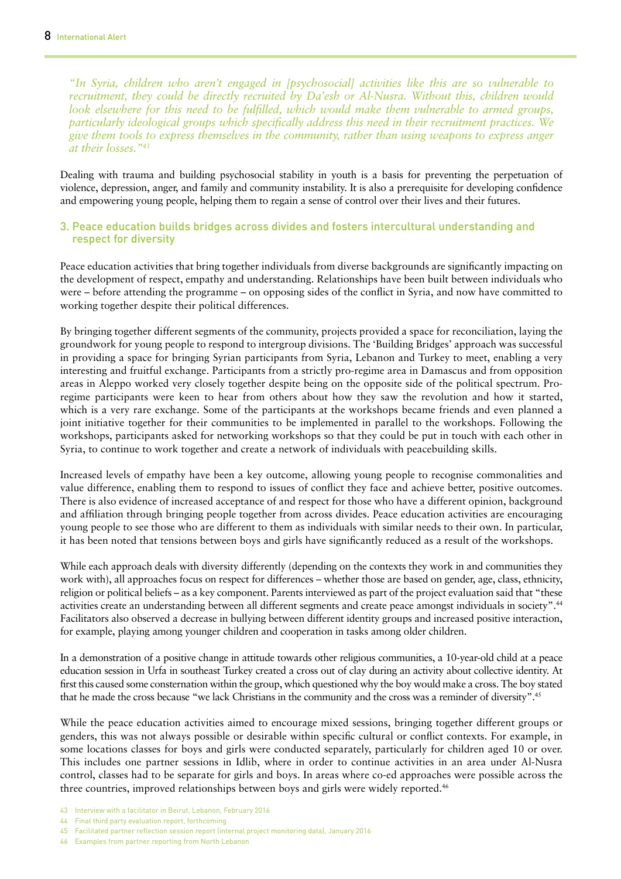*"In Syria, children who aren't engaged in [psychosocial] activities like this are so vulnerable to recruitment, they could be directly recruited by Da'esh or Al-Nusra. Without this, children would look elsewhere for this need to be fulfilled, which would make them vulnerable to armed groups, particularly ideological groups which specifically address this need in their recruitment practices. We give them tools to express themselves in the community, rather than using weapons to express anger at their losses."*[43]

Dealing with trauma and building psychosocial stability in youth is a basis for preventing the perpetuation of violence, depression, anger, and family and community instability. It is also a prerequisite for developing confidence and empowering young people, helping them to regain a sense of control over their lives and their futures.

### 3. Peace education builds bridges across divides and fosters intercultural understanding and respect for diversity

Peace education activities that bring together individuals from diverse backgrounds are significantly impacting on the development of respect, empathy and understanding. Relationships have been built between individuals who were – before attending the programme – on opposing sides of the conflict in Syria, and now have committed to working together despite their political differences.

By bringing together different segments of the community, projects provided a space for reconciliation, laying the groundwork for young people to respond to intergroup divisions. The 'Building Bridges' approach was successful in providing a space for bringing Syrian participants from Syria, Lebanon and Turkey to meet, enabling a very interesting and fruitful exchange. Participants from a strictly pro-regime area in Damascus and from opposition areas in Aleppo worked very closely together despite being on the opposite side of the political spectrum. Pro-regime participants were keen to hear from others about how they saw the revolution and how it started, which is a very rare exchange. Some of the participants at the workshops became friends and even planned a joint initiative together for their communities to be implemented in parallel to the workshops. Following the workshops, participants asked for networking workshops so that they could be put in touch with each other in Syria, to continue to work together and create a network of individuals with peacebuilding skills.

Increased levels of empathy have been a key outcome, allowing young people to recognise commonalities and value difference, enabling them to respond to issues of conflict they face and achieve better, positive outcomes. There is also evidence of increased acceptance of and respect for those who have a different opinion, background and affiliation through bringing people together from across divides. Peace education activities are encouraging young people to see those who are different to them as individuals with similar needs to their own. In particular, it has been noted that tensions between boys and girls have significantly reduced as a result of the workshops.

While each approach deals with diversity differently (depending on the contexts they work in and communities they work with), all approaches focus on respect for differences – whether those are based on gender, age, class, ethnicity, religion or political beliefs – as a key component. Parents interviewed as part of the project evaluation said that "these activities create an understanding between all different segments and create peace amongst individuals in society".[44] Facilitators also observed a decrease in bullying between different identity groups and increased positive interaction, for example, playing among younger children and cooperation in tasks among older children.

In a demonstration of a positive change in attitude towards other religious communities, a 10-year-old child at a peace education session in Urfa in southeast Turkey created a cross out of clay during an activity about collective identity. At first this caused some consternation within the group, which questioned why the boy would make a cross. The boy stated that he made the cross because "we lack Christians in the community and the cross was a reminder of diversity".[45]

While the peace education activities aimed to encourage mixed sessions, bringing together different groups or genders, this was not always possible or desirable within specific cultural or conflict contexts. For example, in some locations classes for boys and girls were conducted separately, particularly for children aged 10 or over. This includes one partner sessions in Idlib, where in order to continue activities in an area under Al-Nusra control, classes had to be separate for girls and boys. In areas where co-ed approaches were possible across the three countries, improved relationships between boys and girls were widely reported.[46]

43 Interview with a facilitator in Beirut, Lebanon, February 2016

44 Final third party evaluation report, forthcoming

45 Facilitated partner reflection session report (internal project monitoring data), January 2016

46 Examples from partner reporting from North Lebanon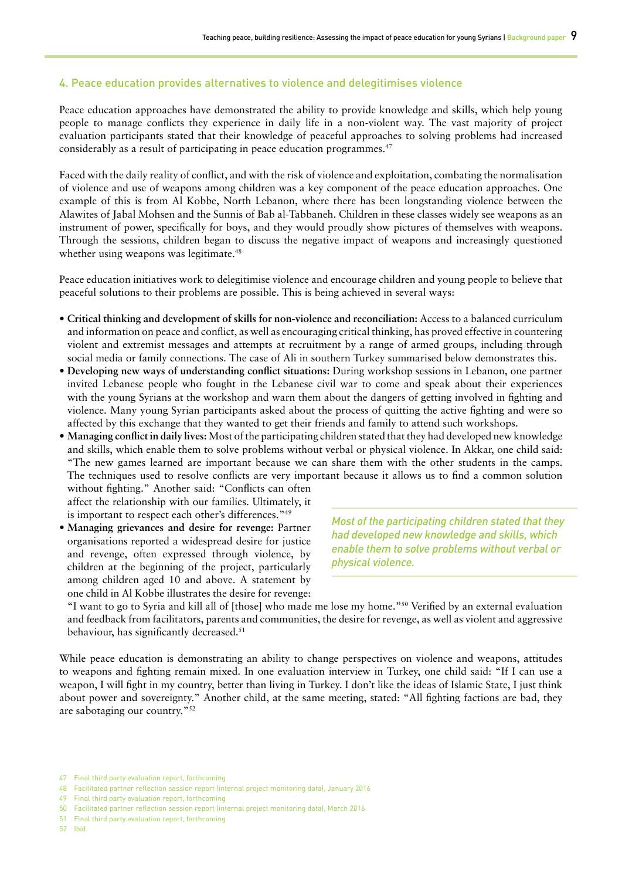## 4. Peace education provides alternatives to violence and delegitimises violence

Peace education approaches have demonstrated the ability to provide knowledge and skills, which help young people to manage conflicts they experience in daily life in a non-violent way. The vast majority of project evaluation participants stated that their knowledge of peaceful approaches to solving problems had increased considerably as a result of participating in peace education programmes.[47]

Faced with the daily reality of conflict, and with the risk of violence and exploitation, combating the normalisation of violence and use of weapons among children was a key component of the peace education approaches. One example of this is from Al Kobbe, North Lebanon, where there has been longstanding violence between the Alawites of Jabal Mohsen and the Sunnis of Bab al-Tabbaneh. Children in these classes widely see weapons as an instrument of power, specifically for boys, and they would proudly show pictures of themselves with weapons. Through the sessions, children began to discuss the negative impact of weapons and increasingly questioned whether using weapons was legitimate.[48]

Peace education initiatives work to delegitimise violence and encourage children and young people to believe that peaceful solutions to their problems are possible. This is being achieved in several ways:

- **Critical thinking and development of skills for non-violence and reconciliation:** Access to a balanced curriculum and information on peace and conflict, as well as encouraging critical thinking, has proved effective in countering violent and extremist messages and attempts at recruitment by a range of armed groups, including through social media or family connections. The case of Ali in southern Turkey summarised below demonstrates this.
- **Developing new ways of understanding conflict situations:** During workshop sessions in Lebanon, one partner invited Lebanese people who fought in the Lebanese civil war to come and speak about their experiences with the young Syrians at the workshop and warn them about the dangers of getting involved in fighting and violence. Many young Syrian participants asked about the process of quitting the active fighting and were so affected by this exchange that they wanted to get their friends and family to attend such workshops.
- **Managing conflict in daily lives:** Most of the participating children stated that they had developed new knowledge and skills, which enable them to solve problems without verbal or physical violence. In Akkar, one child said: "The new games learned are important because we can share them with the other students in the camps. The techniques used to resolve conflicts are very important because it allows us to find a common solution without fighting." Another said: "Conflicts can often affect the relationship with our families. Ultimately, it is important to respect each other's differences."[49]
- **Managing grievances and desire for revenge:** Partner organisations reported a widespread desire for justice and revenge, often expressed through violence, by children at the beginning of the project, particularly among children aged 10 and above. A statement by one child in Al Kobbe illustrates the desire for revenge: "I want to go to Syria and kill all of [those] who made me lose my home."[50] Verified by an external evaluation and feedback from facilitators, parents and communities, the desire for revenge, as well as violent and aggressive behaviour, has significantly decreased.[51]

*Most of the participating children stated that they had developed new knowledge and skills, which enable them to solve problems without verbal or physical violence.*

While peace education is demonstrating an ability to change perspectives on violence and weapons, attitudes to weapons and fighting remain mixed. In one evaluation interview in Turkey, one child said: "If I can use a weapon, I will fight in my country, better than living in Turkey. I don't like the ideas of Islamic State, I just think about power and sovereignty." Another child, at the same meeting, stated: "All fighting factions are bad, they are sabotaging our country."[52]

47 Final third party evaluation report, forthcoming
48 Facilitated partner reflection session report (internal project monitoring data), January 2016
49 Final third party evaluation report, forthcoming
50 Facilitated partner reflection session report (internal project monitoring data), March 2016
51 Final third party evaluation report, forthcoming
52 Ibid.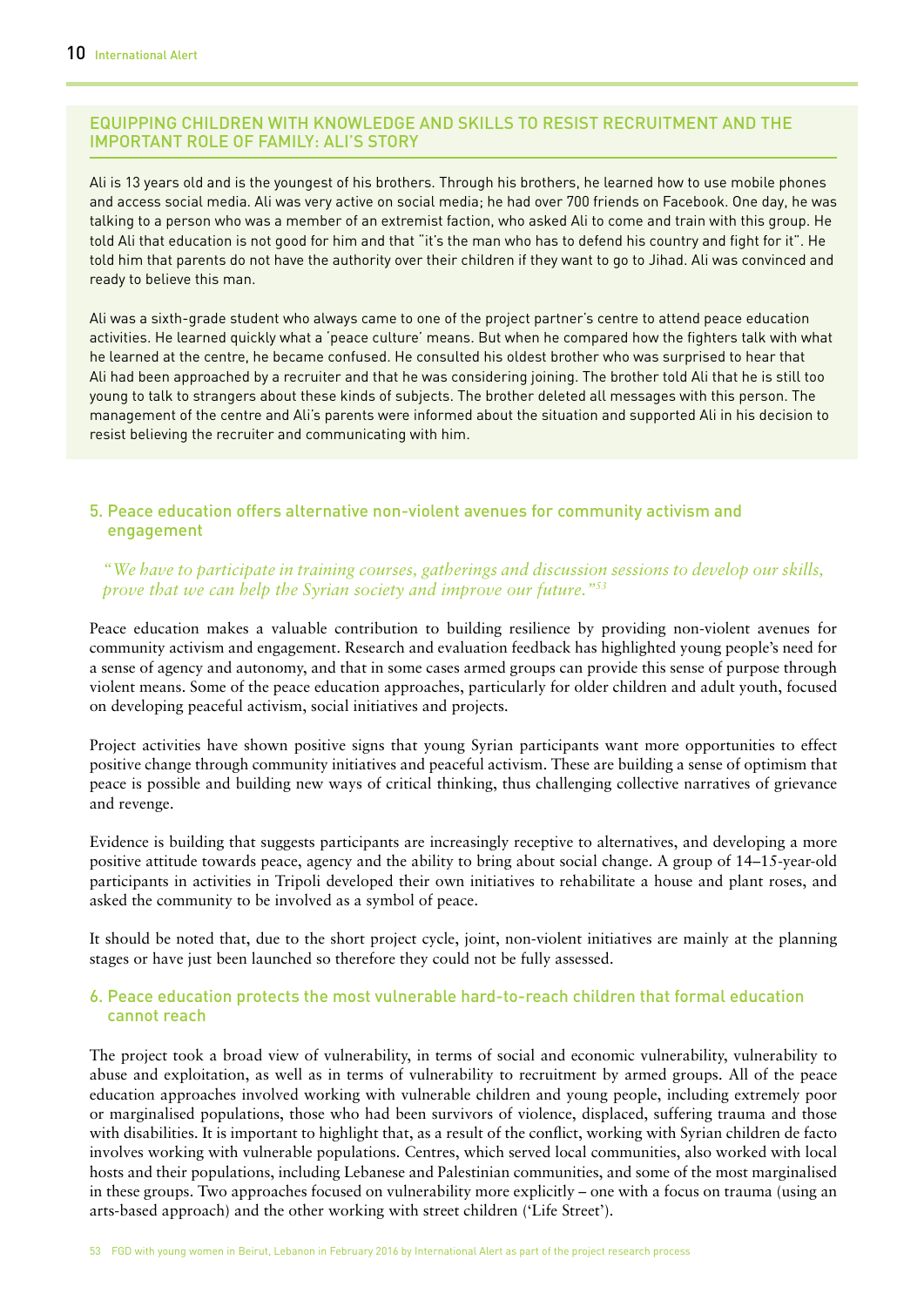## EQUIPPING CHILDREN WITH KNOWLEDGE AND SKILLS TO RESIST RECRUITMENT AND THE IMPORTANT ROLE OF FAMILY: ALI'S STORY

Ali is 13 years old and is the youngest of his brothers. Through his brothers, he learned how to use mobile phones and access social media. Ali was very active on social media; he had over 700 friends on Facebook. One day, he was talking to a person who was a member of an extremist faction, who asked Ali to come and train with this group. He told Ali that education is not good for him and that "it's the man who has to defend his country and fight for it". He told him that parents do not have the authority over their children if they want to go to Jihad. Ali was convinced and ready to believe this man.

Ali was a sixth-grade student who always came to one of the project partner's centre to attend peace education activities. He learned quickly what a 'peace culture' means. But when he compared how the fighters talk with what he learned at the centre, he became confused. He consulted his oldest brother who was surprised to hear that Ali had been approached by a recruiter and that he was considering joining. The brother told Ali that he is still too young to talk to strangers about these kinds of subjects. The brother deleted all messages with this person. The management of the centre and Ali's parents were informed about the situation and supported Ali in his decision to resist believing the recruiter and communicating with him.

### 5. Peace education offers alternative non-violent avenues for community activism and engagement

*"We have to participate in training courses, gatherings and discussion sessions to develop our skills, prove that we can help the Syrian society and improve our future."*[53]

Peace education makes a valuable contribution to building resilience by providing non-violent avenues for community activism and engagement. Research and evaluation feedback has highlighted young people's need for a sense of agency and autonomy, and that in some cases armed groups can provide this sense of purpose through violent means. Some of the peace education approaches, particularly for older children and adult youth, focused on developing peaceful activism, social initiatives and projects.

Project activities have shown positive signs that young Syrian participants want more opportunities to effect positive change through community initiatives and peaceful activism. These are building a sense of optimism that peace is possible and building new ways of critical thinking, thus challenging collective narratives of grievance and revenge.

Evidence is building that suggests participants are increasingly receptive to alternatives, and developing a more positive attitude towards peace, agency and the ability to bring about social change. A group of 14–15-year-old participants in activities in Tripoli developed their own initiatives to rehabilitate a house and plant roses, and asked the community to be involved as a symbol of peace.

It should be noted that, due to the short project cycle, joint, non-violent initiatives are mainly at the planning stages or have just been launched so therefore they could not be fully assessed.

### 6. Peace education protects the most vulnerable hard-to-reach children that formal education cannot reach

The project took a broad view of vulnerability, in terms of social and economic vulnerability, vulnerability to abuse and exploitation, as well as in terms of vulnerability to recruitment by armed groups. All of the peace education approaches involved working with vulnerable children and young people, including extremely poor or marginalised populations, those who had been survivors of violence, displaced, suffering trauma and those with disabilities. It is important to highlight that, as a result of the conflict, working with Syrian children de facto involves working with vulnerable populations. Centres, which served local communities, also worked with local hosts and their populations, including Lebanese and Palestinian communities, and some of the most marginalised in these groups. Two approaches focused on vulnerability more explicitly – one with a focus on trauma (using an arts-based approach) and the other working with street children ('Life Street').

53 FGD with young women in Beirut, Lebanon in February 2016 by International Alert as part of the project research process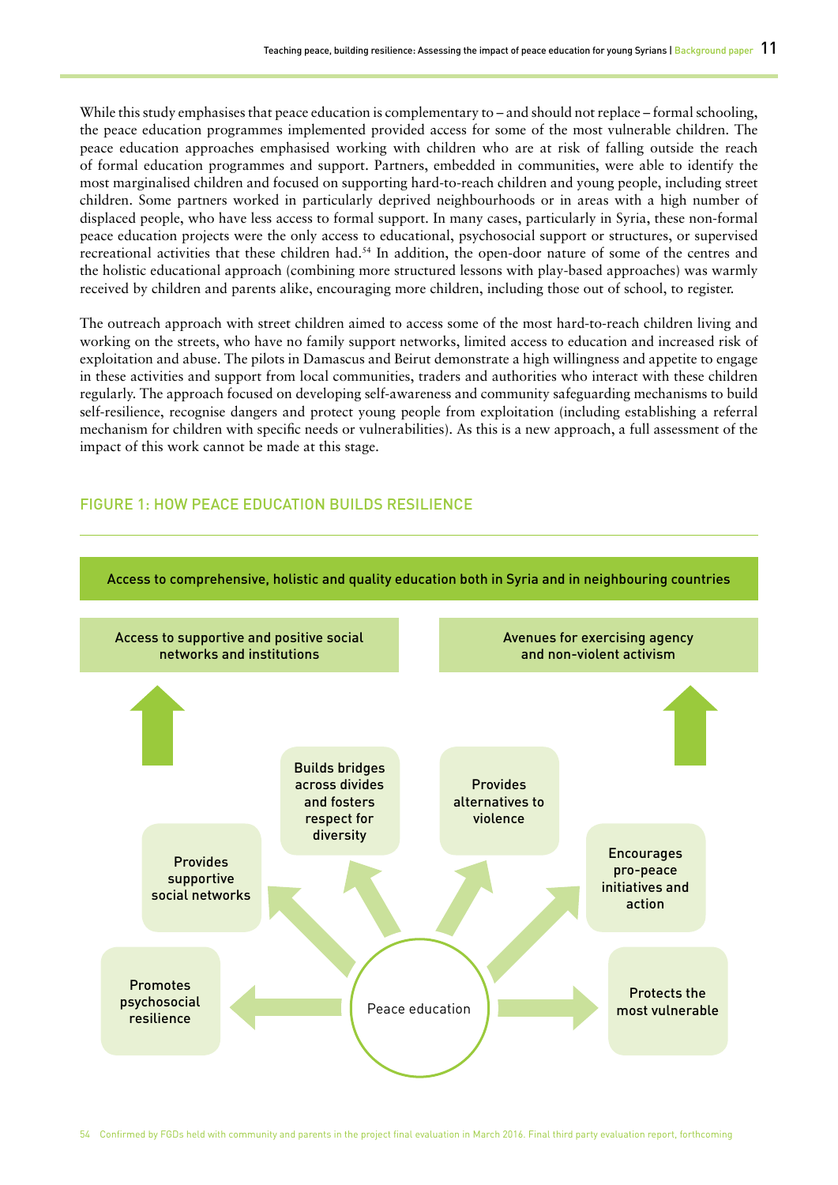While this study emphasises that peace education is complementary to – and should not replace – formal schooling, the peace education programmes implemented provided access for some of the most vulnerable children. The peace education approaches emphasised working with children who are at risk of falling outside the reach of formal education programmes and support. Partners, embedded in communities, were able to identify the most marginalised children and focused on supporting hard-to-reach children and young people, including street children. Some partners worked in particularly deprived neighbourhoods or in areas with a high number of displaced people, who have less access to formal support. In many cases, particularly in Syria, these non-formal peace education projects were the only access to educational, psychosocial support or structures, or supervised recreational activities that these children had.[54] In addition, the open-door nature of some of the centres and the holistic educational approach (combining more structured lessons with play-based approaches) was warmly received by children and parents alike, encouraging more children, including those out of school, to register.

The outreach approach with street children aimed to access some of the most hard-to-reach children living and working on the streets, who have no family support networks, limited access to education and increased risk of exploitation and abuse. The pilots in Damascus and Beirut demonstrate a high willingness and appetite to engage in these activities and support from local communities, traders and authorities who interact with these children regularly. The approach focused on developing self-awareness and community safeguarding mechanisms to build self-resilience, recognise dangers and protect young people from exploitation (including establishing a referral mechanism for children with specific needs or vulnerabilities). As this is a new approach, a full assessment of the impact of this work cannot be made at this stage.

## FIGURE 1: HOW PEACE EDUCATION BUILDS RESILIENCE

Access to comprehensive, holistic and quality education both in Syria and in neighbouring countries

Access to supportive and positive social networks and institutions

Avenues for exercising agency and non-violent activism

Builds bridges across divides and fosters respect for diversity

Provides alternatives to violence

Provides supportive social networks

Encourages pro-peace initiatives and action

Promotes psychosocial resilience

Peace education

Protects the most vulnerable

54 Confirmed by FGDs held with community and parents in the project final evaluation in March 2016. Final third party evaluation report, forthcoming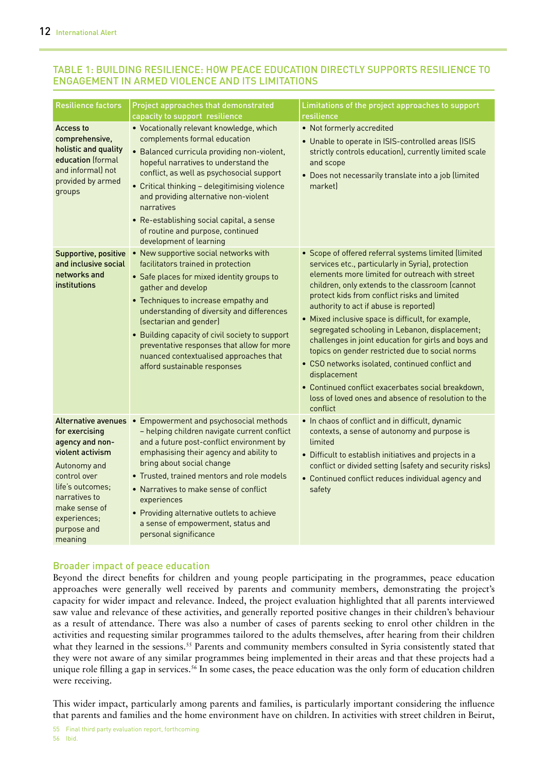### TABLE 1: BUILDING RESILIENCE: HOW PEACE EDUCATION DIRECTLY SUPPORTS RESILIENCE TO ENGAGEMENT IN ARMED VIOLENCE AND ITS LIMITATIONS

| Resilience factors | Project approaches that demonstrated capacity to support resilience | Limitations of the project approaches to support resilience |
|---|---|---|
| **Access to comprehensive, holistic and quality education** (formal and informal) not provided by armed groups | • Vocationally relevant knowledge, which complements formal education<br>• Balanced curricula providing non-violent, hopeful narratives to understand the conflict, as well as psychosocial support<br>• Critical thinking – delegitimising violence and providing alternative non-violent narratives<br>• Re-establishing social capital, a sense of routine and purpose, continued development of learning | • Not formerly accredited<br>• Unable to operate in ISIS-controlled areas (ISIS strictly controls education), currently limited scale and scope<br>• Does not necessarily translate into a job (limited market) |
| **Supportive, positive and inclusive social networks and institutions** | • New supportive social networks with facilitators trained in protection<br>• Safe places for mixed identity groups to gather and develop<br>• Techniques to increase empathy and understanding of diversity and differences (sectarian and gender)<br>• Building capacity of civil society to support preventative responses that allow for more nuanced contextualised approaches that afford sustainable responses | • Scope of offered referral systems limited (limited services etc., particularly in Syria), protection elements more limited for outreach with street children, only extends to the classroom (cannot protect kids from conflict risks and limited authority to act if abuse is reported)<br>• Mixed inclusive space is difficult, for example, segregated schooling in Lebanon, displacement; challenges in joint education for girls and boys and topics on gender restricted due to social norms<br>• CSO networks isolated, continued conflict and displacement<br>• Continued conflict exacerbates social breakdown, loss of loved ones and absence of resolution to the conflict |
| **Alternative avenues for exercising agency and non-violent activism**<br>Autonomy and control over life's outcomes; narratives to make sense of experiences; purpose and meaning | • Empowerment and psychosocial methods – helping children navigate current conflict and a future post-conflict environment by emphasising their agency and ability to bring about social change<br>• Trusted, trained mentors and role models<br>• Narratives to make sense of conflict experiences<br>• Providing alternative outlets to achieve a sense of empowerment, status and personal significance | • In chaos of conflict and in difficult, dynamic contexts, a sense of autonomy and purpose is limited<br>• Difficult to establish initiatives and projects in a conflict or divided setting (safety and security risks)<br>• Continued conflict reduces individual agency and safety |

### Broader impact of peace education

Beyond the direct benefits for children and young people participating in the programmes, peace education approaches were generally well received by parents and community members, demonstrating the project's capacity for wider impact and relevance. Indeed, the project evaluation highlighted that all parents interviewed saw value and relevance of these activities, and generally reported positive changes in their children's behaviour as a result of attendance. There was also a number of cases of parents seeking to enrol other children in the activities and requesting similar programmes tailored to the adults themselves, after hearing from their children what they learned in the sessions.[55] Parents and community members consulted in Syria consistently stated that they were not aware of any similar programmes being implemented in their areas and that these projects had a unique role filling a gap in services.[56] In some cases, the peace education was the only form of education children were receiving.

This wider impact, particularly among parents and families, is particularly important considering the influence that parents and families and the home environment have on children. In activities with street children in Beirut,

55 Final third party evaluation report, forthcoming
56 Ibid.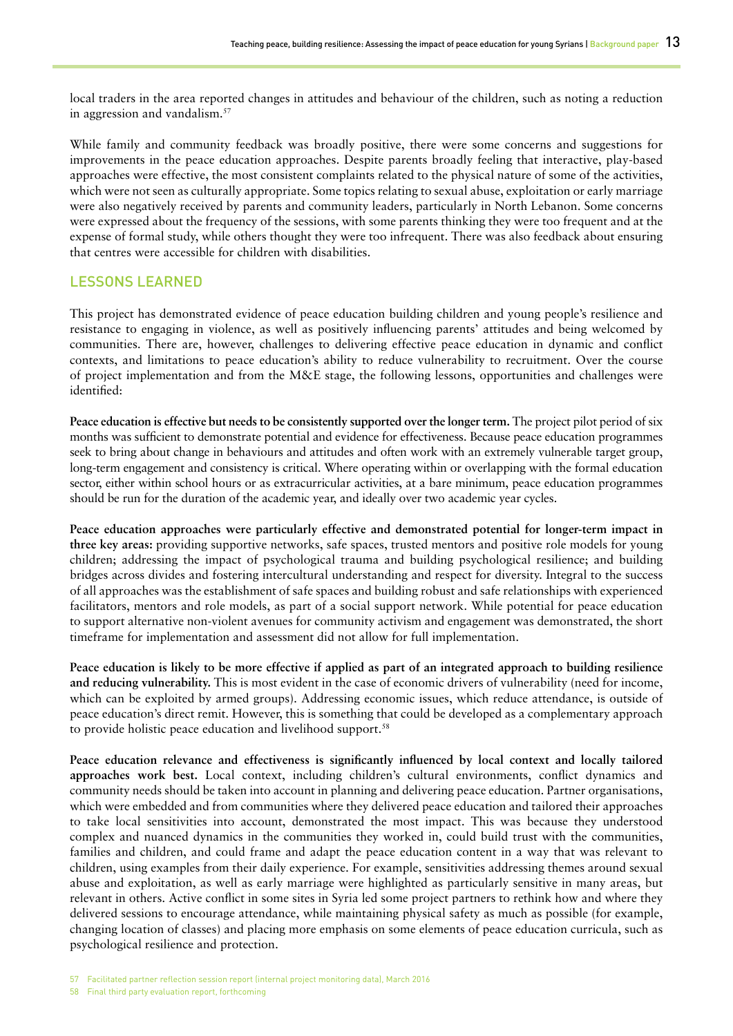local traders in the area reported changes in attitudes and behaviour of the children, such as noting a reduction in aggression and vandalism.[57]

While family and community feedback was broadly positive, there were some concerns and suggestions for improvements in the peace education approaches. Despite parents broadly feeling that interactive, play-based approaches were effective, the most consistent complaints related to the physical nature of some of the activities, which were not seen as culturally appropriate. Some topics relating to sexual abuse, exploitation or early marriage were also negatively received by parents and community leaders, particularly in North Lebanon. Some concerns were expressed about the frequency of the sessions, with some parents thinking they were too frequent and at the expense of formal study, while others thought they were too infrequent. There was also feedback about ensuring that centres were accessible for children with disabilities.

## LESSONS LEARNED

This project has demonstrated evidence of peace education building children and young people's resilience and resistance to engaging in violence, as well as positively influencing parents' attitudes and being welcomed by communities. There are, however, challenges to delivering effective peace education in dynamic and conflict contexts, and limitations to peace education's ability to reduce vulnerability to recruitment. Over the course of project implementation and from the M&E stage, the following lessons, opportunities and challenges were identified:

**Peace education is effective but needs to be consistently supported over the longer term.** The project pilot period of six months was sufficient to demonstrate potential and evidence for effectiveness. Because peace education programmes seek to bring about change in behaviours and attitudes and often work with an extremely vulnerable target group, long-term engagement and consistency is critical. Where operating within or overlapping with the formal education sector, either within school hours or as extracurricular activities, at a bare minimum, peace education programmes should be run for the duration of the academic year, and ideally over two academic year cycles.

**Peace education approaches were particularly effective and demonstrated potential for longer-term impact in three key areas:** providing supportive networks, safe spaces, trusted mentors and positive role models for young children; addressing the impact of psychological trauma and building psychological resilience; and building bridges across divides and fostering intercultural understanding and respect for diversity. Integral to the success of all approaches was the establishment of safe spaces and building robust and safe relationships with experienced facilitators, mentors and role models, as part of a social support network. While potential for peace education to support alternative non-violent avenues for community activism and engagement was demonstrated, the short timeframe for implementation and assessment did not allow for full implementation.

**Peace education is likely to be more effective if applied as part of an integrated approach to building resilience and reducing vulnerability.** This is most evident in the case of economic drivers of vulnerability (need for income, which can be exploited by armed groups). Addressing economic issues, which reduce attendance, is outside of peace education's direct remit. However, this is something that could be developed as a complementary approach to provide holistic peace education and livelihood support.[58]

**Peace education relevance and effectiveness is significantly influenced by local context and locally tailored approaches work best.** Local context, including children's cultural environments, conflict dynamics and community needs should be taken into account in planning and delivering peace education. Partner organisations, which were embedded and from communities where they delivered peace education and tailored their approaches to take local sensitivities into account, demonstrated the most impact. This was because they understood complex and nuanced dynamics in the communities they worked in, could build trust with the communities, families and children, and could frame and adapt the peace education content in a way that was relevant to children, using examples from their daily experience. For example, sensitivities addressing themes around sexual abuse and exploitation, as well as early marriage were highlighted as particularly sensitive in many areas, but relevant in others. Active conflict in some sites in Syria led some project partners to rethink how and where they delivered sessions to encourage attendance, while maintaining physical safety as much as possible (for example, changing location of classes) and placing more emphasis on some elements of peace education curricula, such as psychological resilience and protection.

57 Facilitated partner reflection session report (internal project monitoring data), March 2016

58 Final third party evaluation report, forthcoming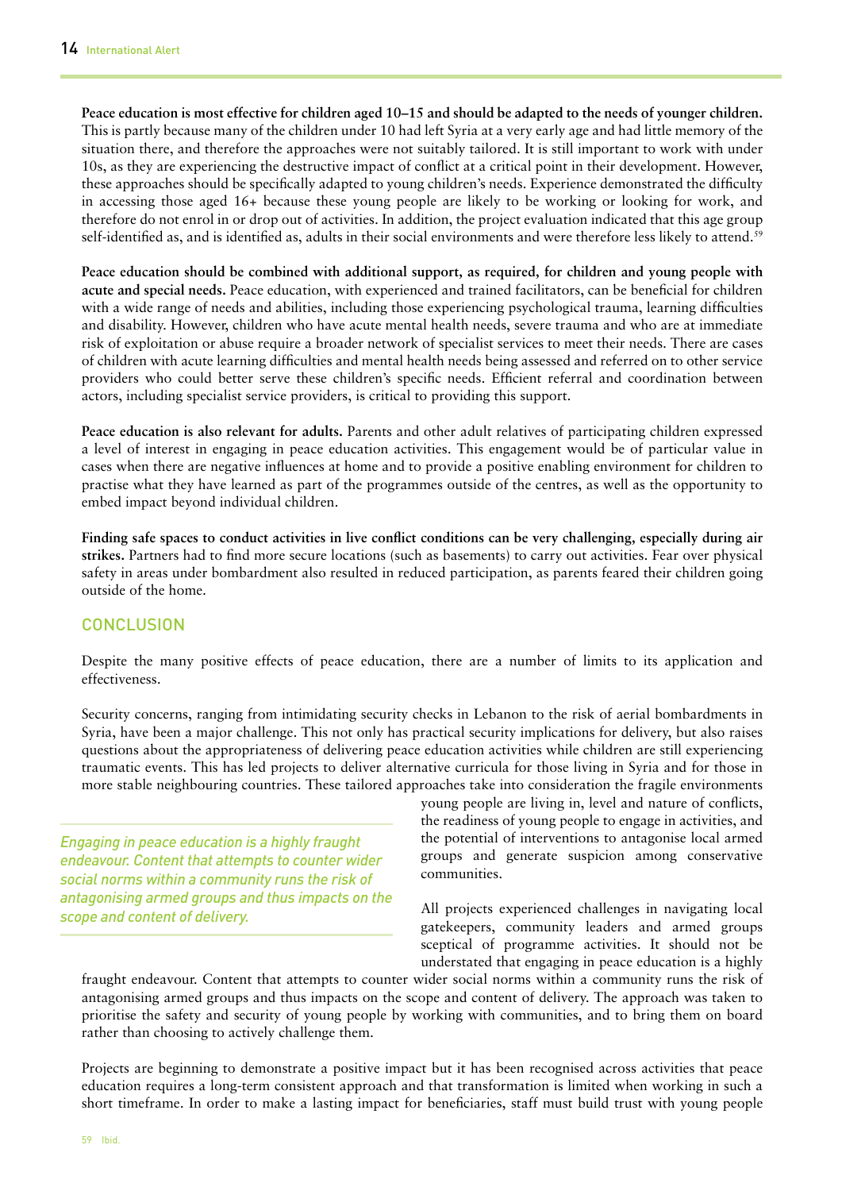**Peace education is most effective for children aged 10–15 and should be adapted to the needs of younger children.** This is partly because many of the children under 10 had left Syria at a very early age and had little memory of the situation there, and therefore the approaches were not suitably tailored. It is still important to work with under 10s, as they are experiencing the destructive impact of conflict at a critical point in their development. However, these approaches should be specifically adapted to young children's needs. Experience demonstrated the difficulty in accessing those aged 16+ because these young people are likely to be working or looking for work, and therefore do not enrol in or drop out of activities. In addition, the project evaluation indicated that this age group self-identified as, and is identified as, adults in their social environments and were therefore less likely to attend.[59]

**Peace education should be combined with additional support, as required, for children and young people with acute and special needs.** Peace education, with experienced and trained facilitators, can be beneficial for children with a wide range of needs and abilities, including those experiencing psychological trauma, learning difficulties and disability. However, children who have acute mental health needs, severe trauma and who are at immediate risk of exploitation or abuse require a broader network of specialist services to meet their needs. There are cases of children with acute learning difficulties and mental health needs being assessed and referred on to other service providers who could better serve these children's specific needs. Efficient referral and coordination between actors, including specialist service providers, is critical to providing this support.

**Peace education is also relevant for adults.** Parents and other adult relatives of participating children expressed a level of interest in engaging in peace education activities. This engagement would be of particular value in cases when there are negative influences at home and to provide a positive enabling environment for children to practise what they have learned as part of the programmes outside of the centres, as well as the opportunity to embed impact beyond individual children.

**Finding safe spaces to conduct activities in live conflict conditions can be very challenging, especially during air strikes.** Partners had to find more secure locations (such as basements) to carry out activities. Fear over physical safety in areas under bombardment also resulted in reduced participation, as parents feared their children going outside of the home.

## CONCLUSION

Despite the many positive effects of peace education, there are a number of limits to its application and effectiveness.

Security concerns, ranging from intimidating security checks in Lebanon to the risk of aerial bombardments in Syria, have been a major challenge. This not only has practical security implications for delivery, but also raises questions about the appropriateness of delivering peace education activities while children are still experiencing traumatic events. This has led projects to deliver alternative curricula for those living in Syria and for those in more stable neighbouring countries. These tailored approaches take into consideration the fragile environments young people are living in, level and nature of conflicts, the readiness of young people to engage in activities, and the potential of interventions to antagonise local armed groups and generate suspicion among conservative communities.

> *Engaging in peace education is a highly fraught endeavour. Content that attempts to counter wider social norms within a community runs the risk of antagonising armed groups and thus impacts on the scope and content of delivery.*

All projects experienced challenges in navigating local gatekeepers, community leaders and armed groups sceptical of programme activities. It should not be understated that engaging in peace education is a highly fraught endeavour. Content that attempts to counter wider social norms within a community runs the risk of antagonising armed groups and thus impacts on the scope and content of delivery. The approach was taken to prioritise the safety and security of young people by working with communities, and to bring them on board rather than choosing to actively challenge them.

Projects are beginning to demonstrate a positive impact but it has been recognised across activities that peace education requires a long-term consistent approach and that transformation is limited when working in such a short timeframe. In order to make a lasting impact for beneficiaries, staff must build trust with young people

59 Ibid.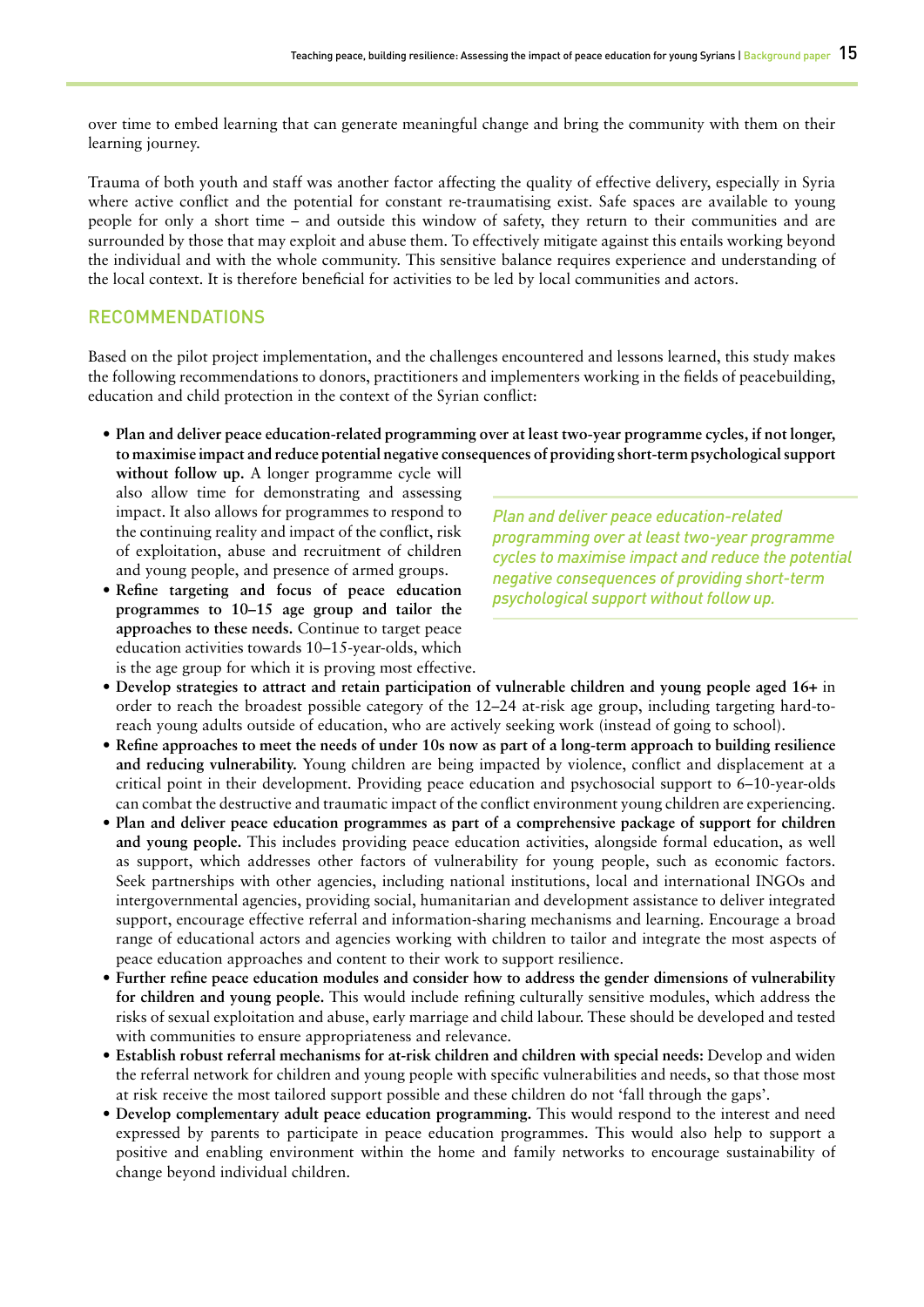over time to embed learning that can generate meaningful change and bring the community with them on their learning journey.

Trauma of both youth and staff was another factor affecting the quality of effective delivery, especially in Syria where active conflict and the potential for constant re-traumatising exist. Safe spaces are available to young people for only a short time – and outside this window of safety, they return to their communities and are surrounded by those that may exploit and abuse them. To effectively mitigate against this entails working beyond the individual and with the whole community. This sensitive balance requires experience and understanding of the local context. It is therefore beneficial for activities to be led by local communities and actors.

## RECOMMENDATIONS

Based on the pilot project implementation, and the challenges encountered and lessons learned, this study makes the following recommendations to donors, practitioners and implementers working in the fields of peacebuilding, education and child protection in the context of the Syrian conflict:

- **Plan and deliver peace education-related programming over at least two-year programme cycles, if not longer, to maximise impact and reduce potential negative consequences of providing short-term psychological support without follow up.** A longer programme cycle will also allow time for demonstrating and assessing impact. It also allows for programmes to respond to the continuing reality and impact of the conflict, risk of exploitation, abuse and recruitment of children and young people, and presence of armed groups.
- **Refine targeting and focus of peace education programmes to 10–15 age group and tailor the approaches to these needs.** Continue to target peace education activities towards 10–15-year-olds, which is the age group for which it is proving most effective.
- **Develop strategies to attract and retain participation of vulnerable children and young people aged 16+** in order to reach the broadest possible category of the 12–24 at-risk age group, including targeting hard-to-reach young adults outside of education, who are actively seeking work (instead of going to school).
- **Refine approaches to meet the needs of under 10s now as part of a long-term approach to building resilience and reducing vulnerability.** Young children are being impacted by violence, conflict and displacement at a critical point in their development. Providing peace education and psychosocial support to 6–10-year-olds can combat the destructive and traumatic impact of the conflict environment young children are experiencing.
- **Plan and deliver peace education programmes as part of a comprehensive package of support for children and young people.** This includes providing peace education activities, alongside formal education, as well as support, which addresses other factors of vulnerability for young people, such as economic factors. Seek partnerships with other agencies, including national institutions, local and international INGOs and intergovernmental agencies, providing social, humanitarian and development assistance to deliver integrated support, encourage effective referral and information-sharing mechanisms and learning. Encourage a broad range of educational actors and agencies working with children to tailor and integrate the most aspects of peace education approaches and content to their work to support resilience.
- **Further refine peace education modules and consider how to address the gender dimensions of vulnerability for children and young people.** This would include refining culturally sensitive modules, which address the risks of sexual exploitation and abuse, early marriage and child labour. These should be developed and tested with communities to ensure appropriateness and relevance.
- **Establish robust referral mechanisms for at-risk children and children with special needs:** Develop and widen the referral network for children and young people with specific vulnerabilities and needs, so that those most at risk receive the most tailored support possible and these children do not 'fall through the gaps'.
- **Develop complementary adult peace education programming.** This would respond to the interest and need expressed by parents to participate in peace education programmes. This would also help to support a positive and enabling environment within the home and family networks to encourage sustainability of change beyond individual children.

*Plan and deliver peace education-related programming over at least two-year programme cycles to maximise impact and reduce the potential negative consequences of providing short-term psychological support without follow up.*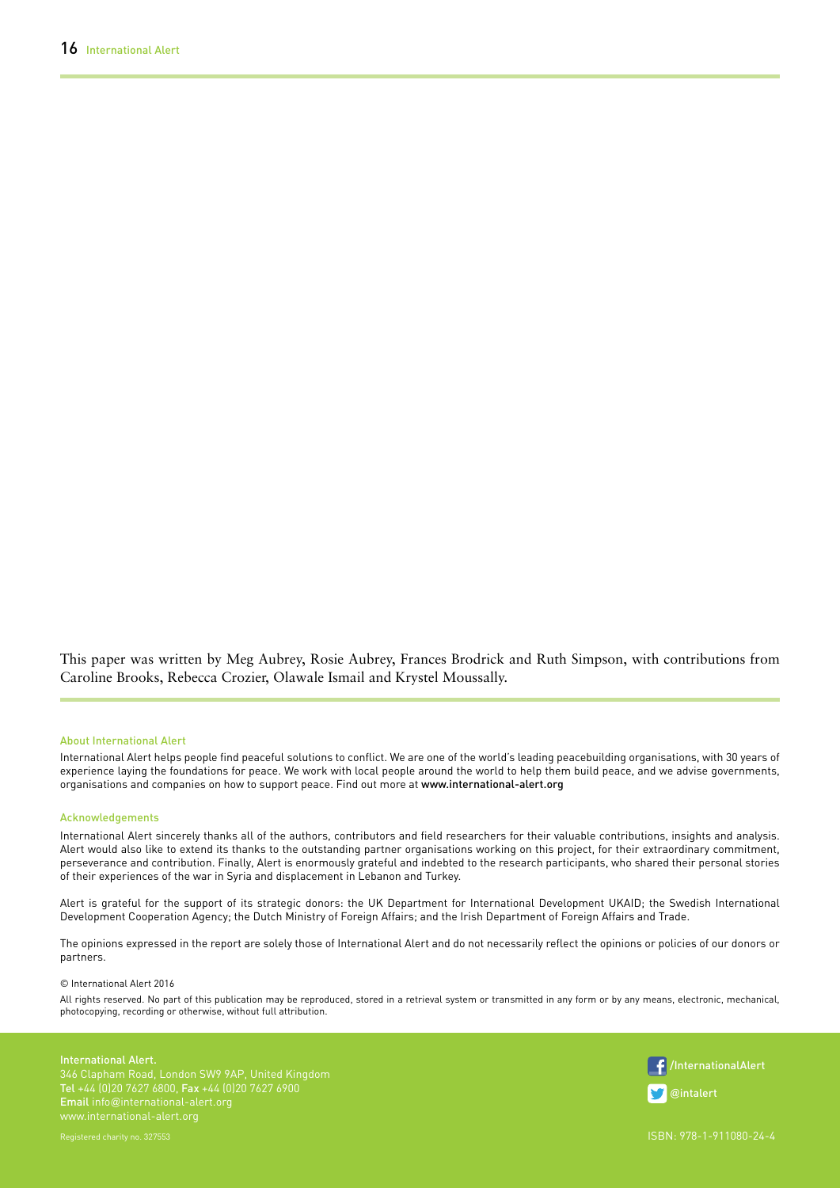This paper was written by Meg Aubrey, Rosie Aubrey, Frances Brodrick and Ruth Simpson, with contributions from Caroline Brooks, Rebecca Crozier, Olawale Ismail and Krystel Moussally.

### About International Alert

International Alert helps people find peaceful solutions to conflict. We are one of the world's leading peacebuilding organisations, with 30 years of experience laying the foundations for peace. We work with local people around the world to help them build peace, and we advise governments, organisations and companies on how to support peace. Find out more at **www.international-alert.org**

### Acknowledgements

International Alert sincerely thanks all of the authors, contributors and field researchers for their valuable contributions, insights and analysis. Alert would also like to extend its thanks to the outstanding partner organisations working on this project, for their extraordinary commitment, perseverance and contribution. Finally, Alert is enormously grateful and indebted to the research participants, who shared their personal stories of their experiences of the war in Syria and displacement in Lebanon and Turkey.

Alert is grateful for the support of its strategic donors: the UK Department for International Development UKAID; the Swedish International Development Cooperation Agency; the Dutch Ministry of Foreign Affairs; and the Irish Department of Foreign Affairs and Trade.

The opinions expressed in the report are solely those of International Alert and do not necessarily reflect the opinions or policies of our donors or partners.

© International Alert 2016

All rights reserved. No part of this publication may be reproduced, stored in a retrieval system or transmitted in any form or by any means, electronic, mechanical, photocopying, recording or otherwise, without full attribution.

**International Alert.**
346 Clapham Road, London SW9 9AP, United Kingdom
**Tel** +44 (0)20 7627 6800, **Fax** +44 (0)20 7627 6900
**Email** info@international-alert.org
www.international-alert.org

Registered charity no. 327553

/InternationalAlert
@intalert

ISBN: 978-1-911080-24-4